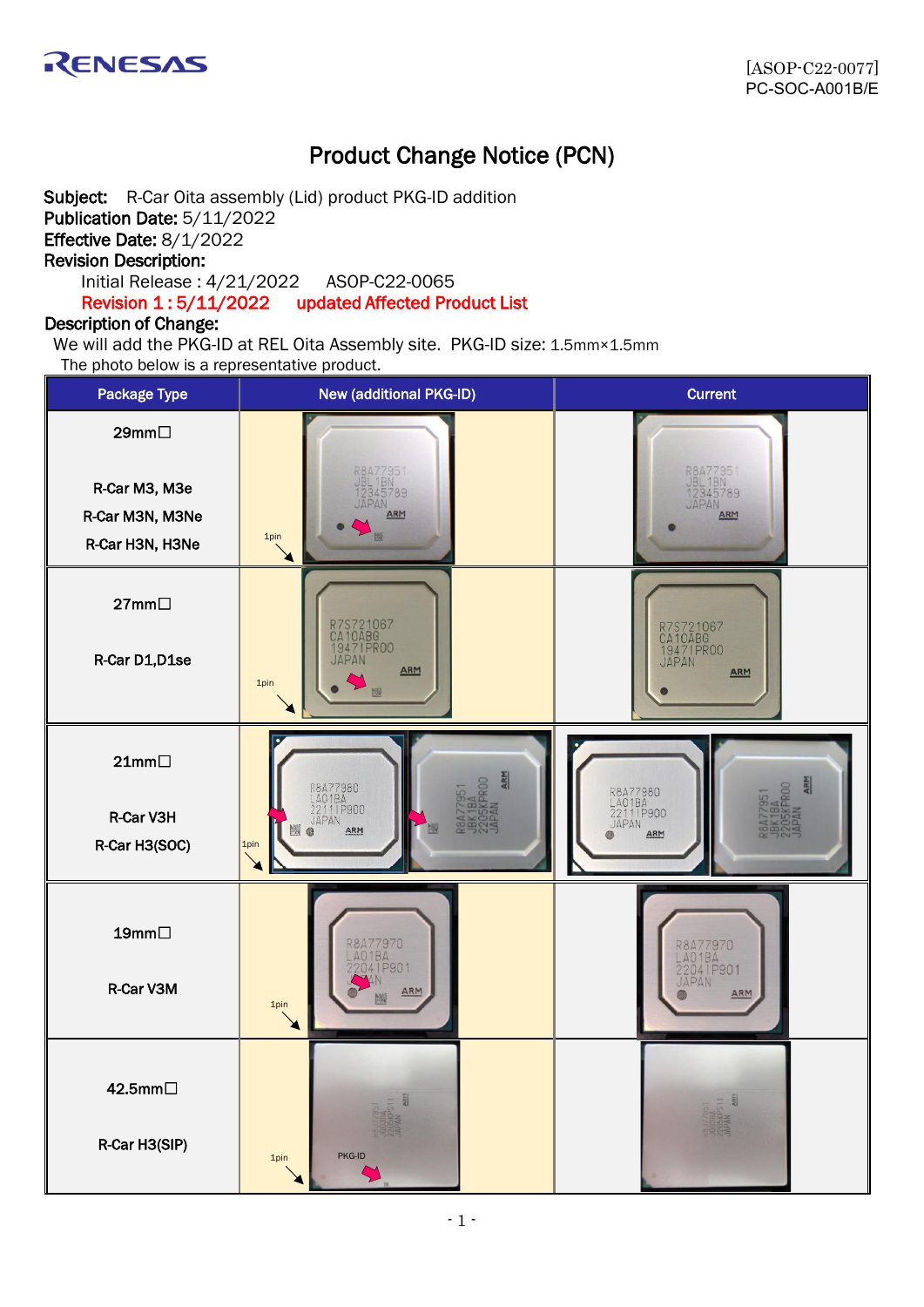RENESAS

[ASOP-C22-0077]
PC-SOC-A001B/E

# Product Change Notice (PCN)

**Subject:** R-Car Oita assembly (Lid) product PKG-ID addition
**Publication Date:** 5/11/2022
**Effective Date:** 8/1/2022
**Revision Description:**

Initial Release : 4/21/2022 ASOP-C22-0065
Revision 1 : 5/11/2022 updated Affected Product List

**Description of Change:**

We will add the PKG-ID at REL Oita Assembly site. PKG-ID size: 1.5mm×1.5mm
The photo below is a representative product.

| Package Type | New (additional PKG-ID) | Current |
|---|---|---|
| 29mm☐ R-Car M3, M3e R-Car M3N, M3Ne R-Car H3N, H3Ne | R8A77951 JBL1BN 12345789 JAPAN ARM 1pin | R8A77951 JBL1BN 12345789 JAPAN ARM |
| 27mm☐ R-Car D1,D1se | R7S721067 CA10ABG 19471PR00 JAPAN ARM 1pin | R7S721067 CA10ABG 19471PR00 JAPAN ARM |
| 21mm☐ R-Car V3H R-Car H3(SOC) | R8A77980 LA01BA 22111P900 JAPAN ARM / R8A77951 JBK1BA 2205KPR00 JAPAN ARM 1pin | R8A77980 LA01BA 22111P900 JAPAN ARM / R8A77951 JBK1BA 2205KPR00 JAPAN ARM |
| 19mm☐ R-Car V3M | R8A77970 LA01BA 22041P901 JAPAN ARM 1pin | R8A77970 LA01BA 22041P901 JAPAN ARM |
| 42.5mm☐ R-Car H3(SIP) | 1pin PKG-ID | |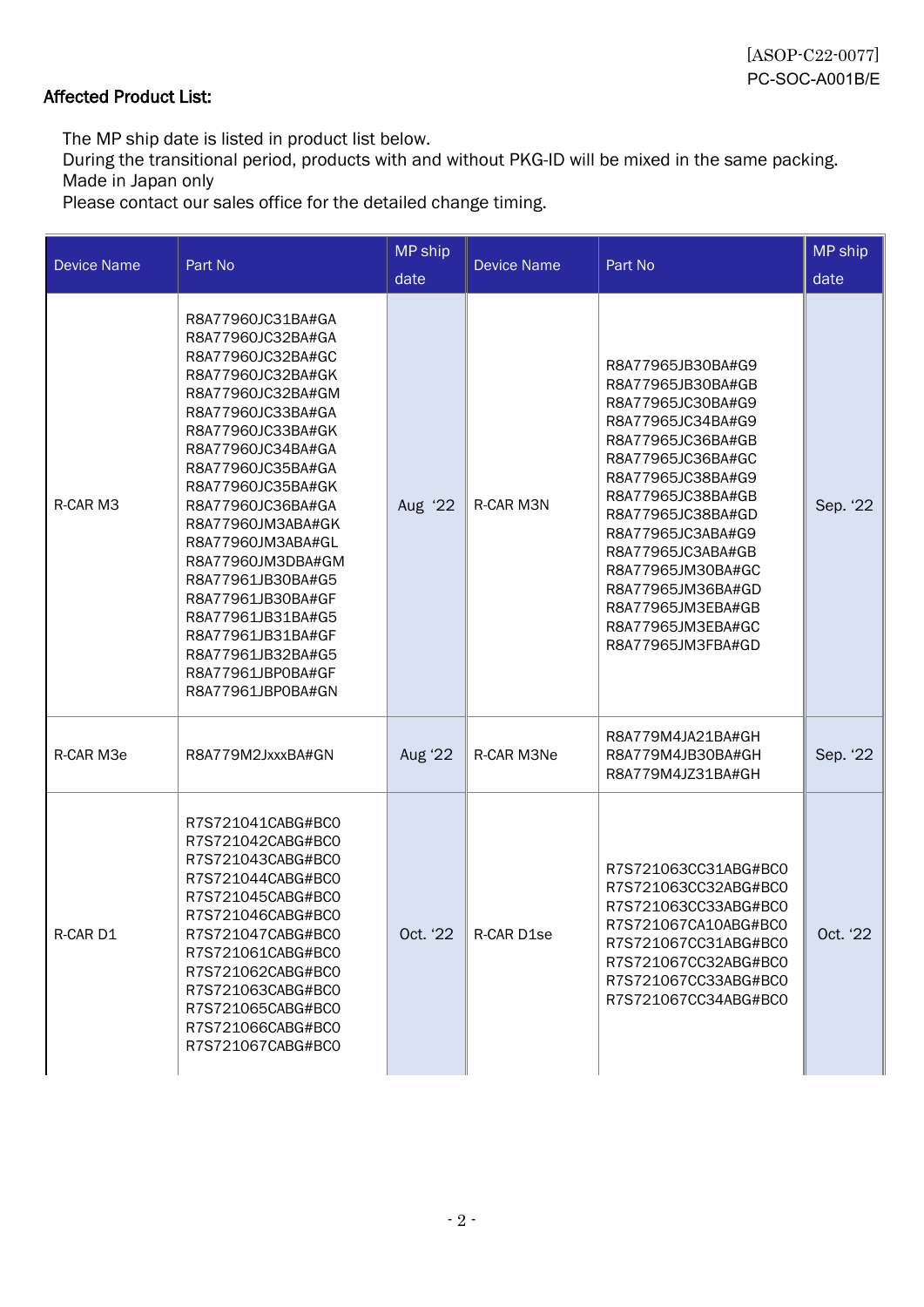[ASOP-C22-0077]
PC-SOC-A001B/E

**Affected Product List:**

The MP ship date is listed in product list below.
During the transitional period, products with and without PKG-ID will be mixed in the same packing.
Made in Japan only
Please contact our sales office for the detailed change timing.

| Device Name | Part No | MP ship date | Device Name | Part No | MP ship date |
|---|---|---|---|---|---|
| R-CAR M3 | R8A77960JC31BA#GA<br>R8A77960JC32BA#GA<br>R8A77960JC32BA#GC<br>R8A77960JC32BA#GK<br>R8A77960JC32BA#GM<br>R8A77960JC33BA#GA<br>R8A77960JC33BA#GK<br>R8A77960JC34BA#GA<br>R8A77960JC35BA#GA<br>R8A77960JC35BA#GK<br>R8A77960JC36BA#GA<br>R8A77960JM3ABA#GK<br>R8A77960JM3ABA#GL<br>R8A77960JM3DBA#GM<br>R8A77961JB30BA#G5<br>R8A77961JB30BA#GF<br>R8A77961JB31BA#G5<br>R8A77961JB31BA#GF<br>R8A77961JB32BA#G5<br>R8A77961JBP0BA#GF<br>R8A77961JBP0BA#GN | Aug '22 | R-CAR M3N | R8A77965JB30BA#G9<br>R8A77965JB30BA#GB<br>R8A77965JC30BA#G9<br>R8A77965JC34BA#G9<br>R8A77965JC36BA#GB<br>R8A77965JC36BA#GC<br>R8A77965JC38BA#G9<br>R8A77965JC38BA#GB<br>R8A77965JC38BA#GD<br>R8A77965JC3ABA#G9<br>R8A77965JC3ABA#GB<br>R8A77965JM30BA#GC<br>R8A77965JM36BA#GD<br>R8A77965JM3EBA#GB<br>R8A77965JM3EBA#GC<br>R8A77965JM3FBA#GD | Sep. '22 |
| R-CAR M3e | R8A779M2JxxxBA#GN | Aug '22 | R-CAR M3Ne | R8A779M4JA21BA#GH<br>R8A779M4JB30BA#GH<br>R8A779M4JZ31BA#GH | Sep. '22 |
| R-CAR D1 | R7S721041CABG#BC0<br>R7S721042CABG#BC0<br>R7S721043CABG#BC0<br>R7S721044CABG#BC0<br>R7S721045CABG#BC0<br>R7S721046CABG#BC0<br>R7S721047CABG#BC0<br>R7S721061CABG#BC0<br>R7S721062CABG#BC0<br>R7S721063CABG#BC0<br>R7S721065CABG#BC0<br>R7S721066CABG#BC0<br>R7S721067CABG#BC0 | Oct. '22 | R-CAR D1se | R7S721063CC31ABG#BC0<br>R7S721063CC32ABG#BC0<br>R7S721063CC33ABG#BC0<br>R7S721067CA10ABG#BC0<br>R7S721067CC31ABG#BC0<br>R7S721067CC32ABG#BC0<br>R7S721067CC33ABG#BC0<br>R7S721067CC34ABG#BC0 | Oct. '22 |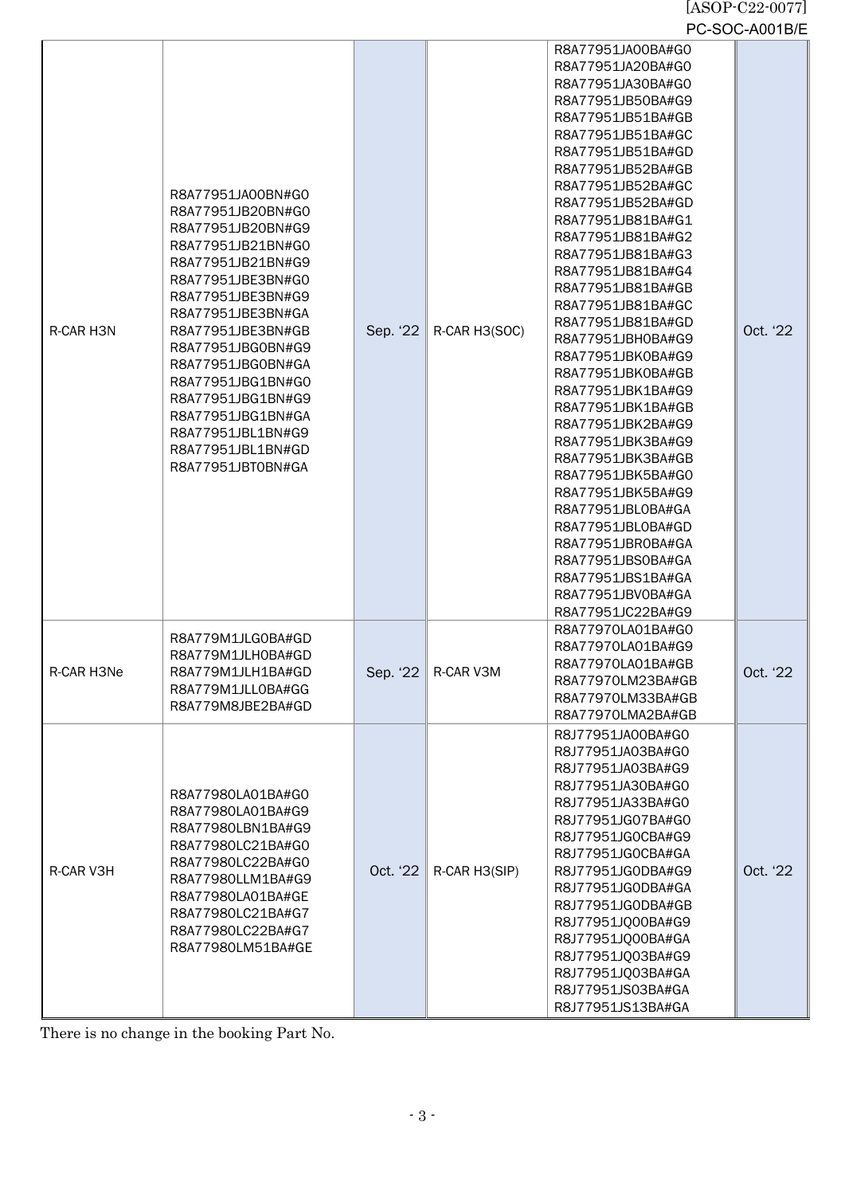| R-CAR H3N | R8A77951JA00BN#G0<br>R8A77951JB20BN#G0<br>R8A77951JB20BN#G9<br>R8A77951JB21BN#G0<br>R8A77951JB21BN#G9<br>R8A77951JBE3BN#G0<br>R8A77951JBE3BN#G9<br>R8A77951JBE3BN#GA<br>R8A77951JBE3BN#GB<br>R8A77951JBG0BN#G9<br>R8A77951JBG0BN#GA<br>R8A77951JBG1BN#G0<br>R8A77951JBG1BN#G9<br>R8A77951JBG1BN#GA<br>R8A77951JBL1BN#G9<br>R8A77951JBL1BN#GD<br>R8A77951JBT0BN#GA | Sep. '22 | R-CAR H3(SOC) | R8A77951JA00BA#G0<br>R8A77951JA20BA#G0<br>R8A77951JA30BA#G0<br>R8A77951JB50BA#G9<br>R8A77951JB51BA#GB<br>R8A77951JB51BA#GC<br>R8A77951JB51BA#GD<br>R8A77951JB52BA#GB<br>R8A77951JB52BA#GC<br>R8A77951JB52BA#GD<br>R8A77951JB81BA#G1<br>R8A77951JB81BA#G2<br>R8A77951JB81BA#G3<br>R8A77951JB81BA#G4<br>R8A77951JB81BA#GB<br>R8A77951JB81BA#GC<br>R8A77951JB81BA#GD<br>R8A77951JBH0BA#G9<br>R8A77951JBK0BA#G9<br>R8A77951JBK0BA#GB<br>R8A77951JBK1BA#G9<br>R8A77951JBK1BA#GB<br>R8A77951JBK2BA#G9<br>R8A77951JBK3BA#G9<br>R8A77951JBK3BA#GB<br>R8A77951JBK5BA#G0<br>R8A77951JBK5BA#G9<br>R8A77951JBL0BA#GA<br>R8A77951JBL0BA#GD<br>R8A77951JBR0BA#GA<br>R8A77951JBS0BA#GA<br>R8A77951JBS1BA#GA<br>R8A77951JBV0BA#GA<br>R8A77951JC22BA#G9 | Oct. '22 |
|---|---|---|---|---|---|
| R-CAR H3Ne | R8A779M1JLG0BA#GD<br>R8A779M1JLH0BA#GD<br>R8A779M1JLH1BA#GD<br>R8A779M1JLL0BA#GG<br>R8A779M8JBE2BA#GD | Sep. '22 | R-CAR V3M | R8A77970LA01BA#G0<br>R8A77970LA01BA#G9<br>R8A77970LA01BA#GB<br>R8A77970LM23BA#GB<br>R8A77970LM33BA#GB<br>R8A77970LMA2BA#GB | Oct. '22 |
| R-CAR V3H | R8A77980LA01BA#G0<br>R8A77980LA01BA#G9<br>R8A77980LBN1BA#G9<br>R8A77980LC21BA#G0<br>R8A77980LC22BA#G0<br>R8A77980LLM1BA#G9<br>R8A77980LA01BA#GE<br>R8A77980LC21BA#G7<br>R8A77980LC22BA#G7<br>R8A77980LM51BA#GE | Oct. '22 | R-CAR H3(SIP) | R8J77951JA00BA#G0<br>R8J77951JA03BA#G0<br>R8J77951JA03BA#G9<br>R8J77951JA30BA#G0<br>R8J77951JA33BA#G0<br>R8J77951JG07BA#G0<br>R8J77951JG0CBA#G9<br>R8J77951JG0CBA#GA<br>R8J77951JG0DBA#G9<br>R8J77951JG0DBA#GA<br>R8J77951JG0DBA#GB<br>R8J77951JQ00BA#G9<br>R8J77951JQ00BA#GA<br>R8J77951JQ03BA#G9<br>R8J77951JQ03BA#GA<br>R8J77951JS03BA#GA<br>R8J77951JS13BA#GA | Oct. '22 |

There is no change in the booking Part No.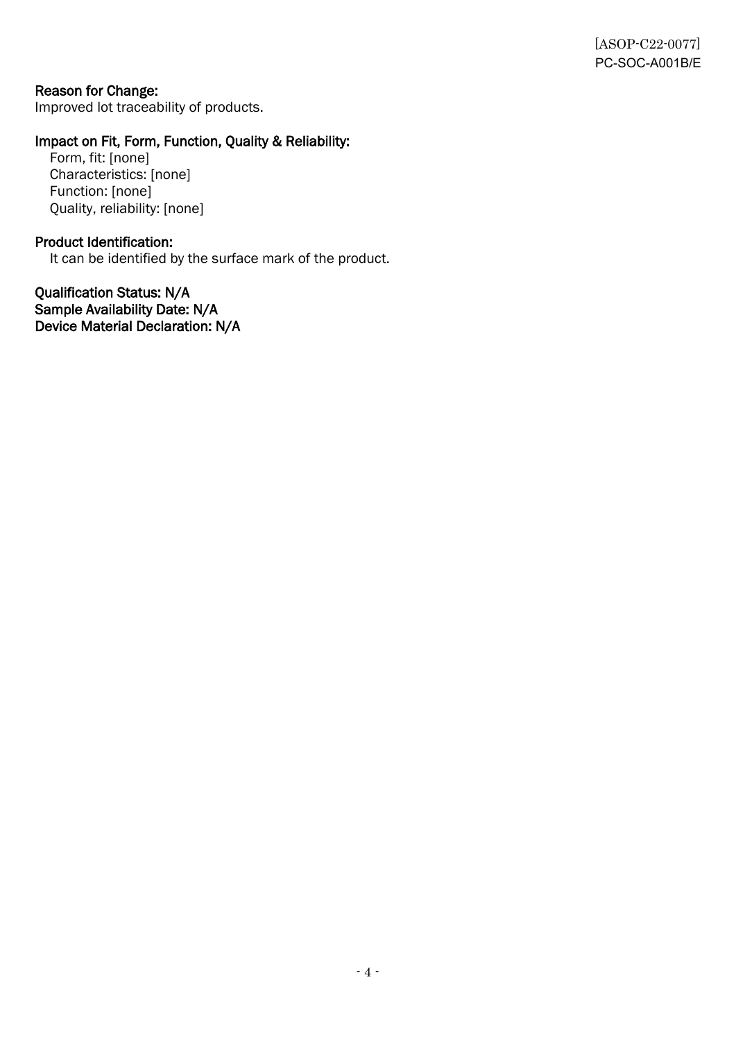**Reason for Change:**
Improved lot traceability of products.

**Impact on Fit, Form, Function, Quality & Reliability:**

Form, fit: [none]
Characteristics: [none]
Function: [none]
Quality, reliability: [none]

**Product Identification:**

It can be identified by the surface mark of the product.

**Qualification Status: N/A**
**Sample Availability Date: N/A**
**Device Material Declaration: N/A**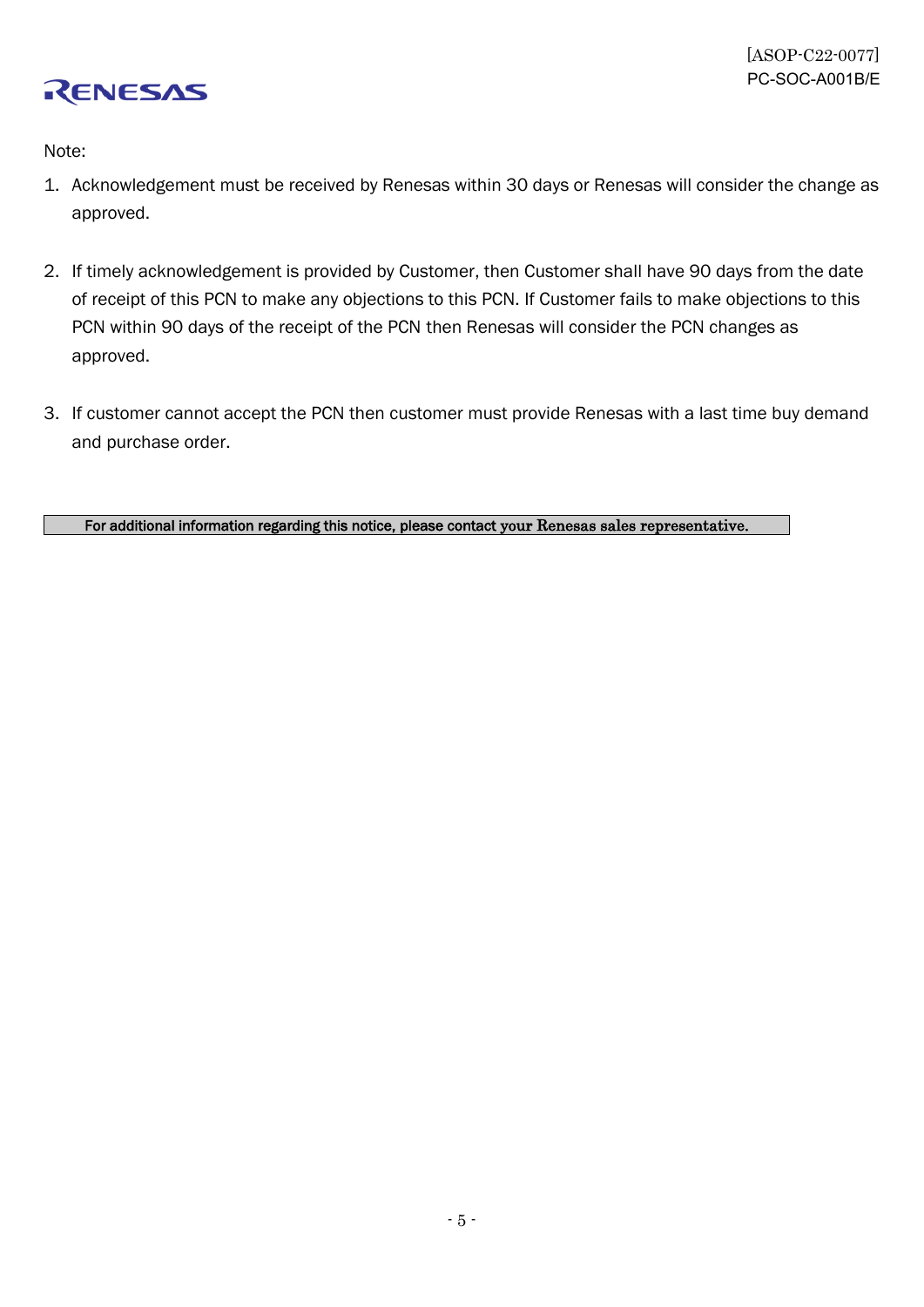Note:

1. Acknowledgement must be received by Renesas within 30 days or Renesas will consider the change as approved.

2. If timely acknowledgement is provided by Customer, then Customer shall have 90 days from the date of receipt of this PCN to make any objections to this PCN. If Customer fails to make objections to this PCN within 90 days of the receipt of the PCN then Renesas will consider the PCN changes as approved.

3. If customer cannot accept the PCN then customer must provide Renesas with a last time buy demand and purchase order.

**For additional information regarding this notice, please contact your Renesas sales representative.**